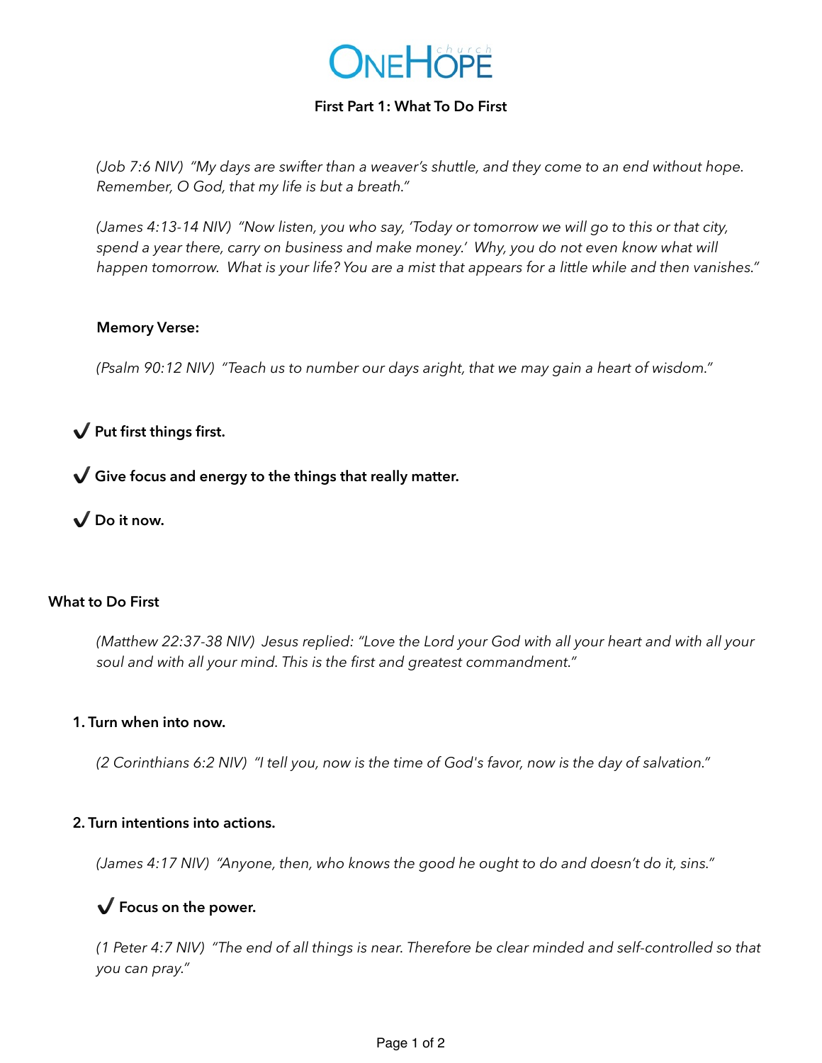# ONEHOPE church

## First Part 1: What To Do First

*(Job 7:6 NIV) "My days are swifter than a weaver's shuttle, and they come to an end without hope. Remember, O God, that my life is but a breath."*

*(James 4:13-14 NIV) "Now listen, you who say, 'Today or tomorrow we will go to this or that city, spend a year there, carry on business and make money.' Why, you do not even know what will happen tomorrow. What is your life? You are a mist that appears for a little while and then vanishes."*

**Memory Verse:**

*(Psalm 90:12 NIV) "Teach us to number our days aright, that we may gain a heart of wisdom."*

✔ **Put first things first.**

✔ **Give focus and energy to the things that really matter.**

✔ **Do it now.**

### What to Do First

*(Matthew 22:37-38 NIV) Jesus replied: "Love the Lord your God with all your heart and with all your soul and with all your mind. This is the first and greatest commandment."*

**1. Turn when into now.**

*(2 Corinthians 6:2 NIV) "I tell you, now is the time of God's favor, now is the day of salvation."*

**2. Turn intentions into actions.**

*(James 4:17 NIV) "Anyone, then, who knows the good he ought to do and doesn't do it, sins."*

✔ **Focus on the power.**

*(1 Peter 4:7 NIV) "The end of all things is near. Therefore be clear minded and self-controlled so that you can pray."*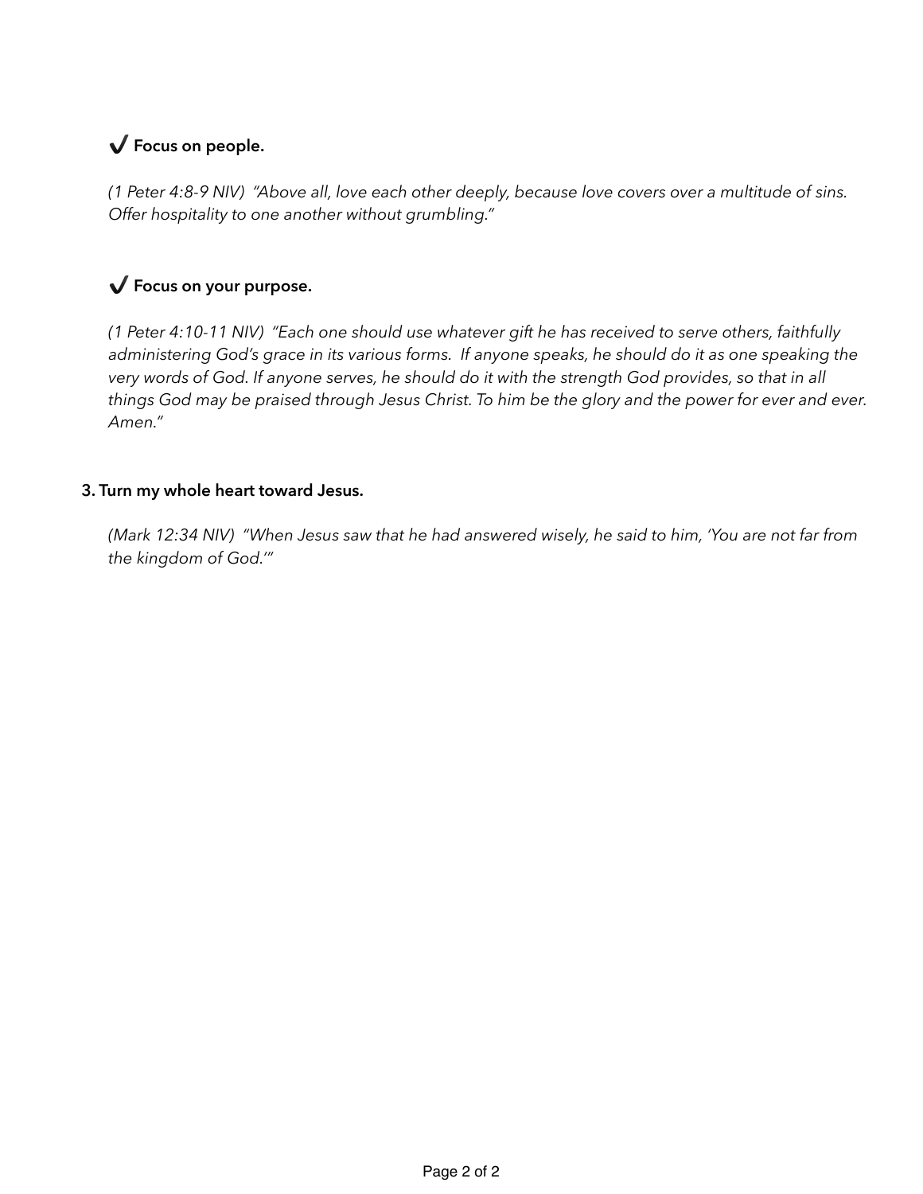✔ **Focus on people.**

*(1 Peter 4:8-9 NIV) "Above all, love each other deeply, because love covers over a multitude of sins. Offer hospitality to one another without grumbling."*

✔ **Focus on your purpose.**

*(1 Peter 4:10-11 NIV) "Each one should use whatever gift he has received to serve others, faithfully administering God's grace in its various forms. If anyone speaks, he should do it as one speaking the very words of God. If anyone serves, he should do it with the strength God provides, so that in all things God may be praised through Jesus Christ. To him be the glory and the power for ever and ever. Amen."*

3. **Turn my whole heart toward Jesus.**

*(Mark 12:34 NIV) "When Jesus saw that he had answered wisely, he said to him, 'You are not far from the kingdom of God.'"*